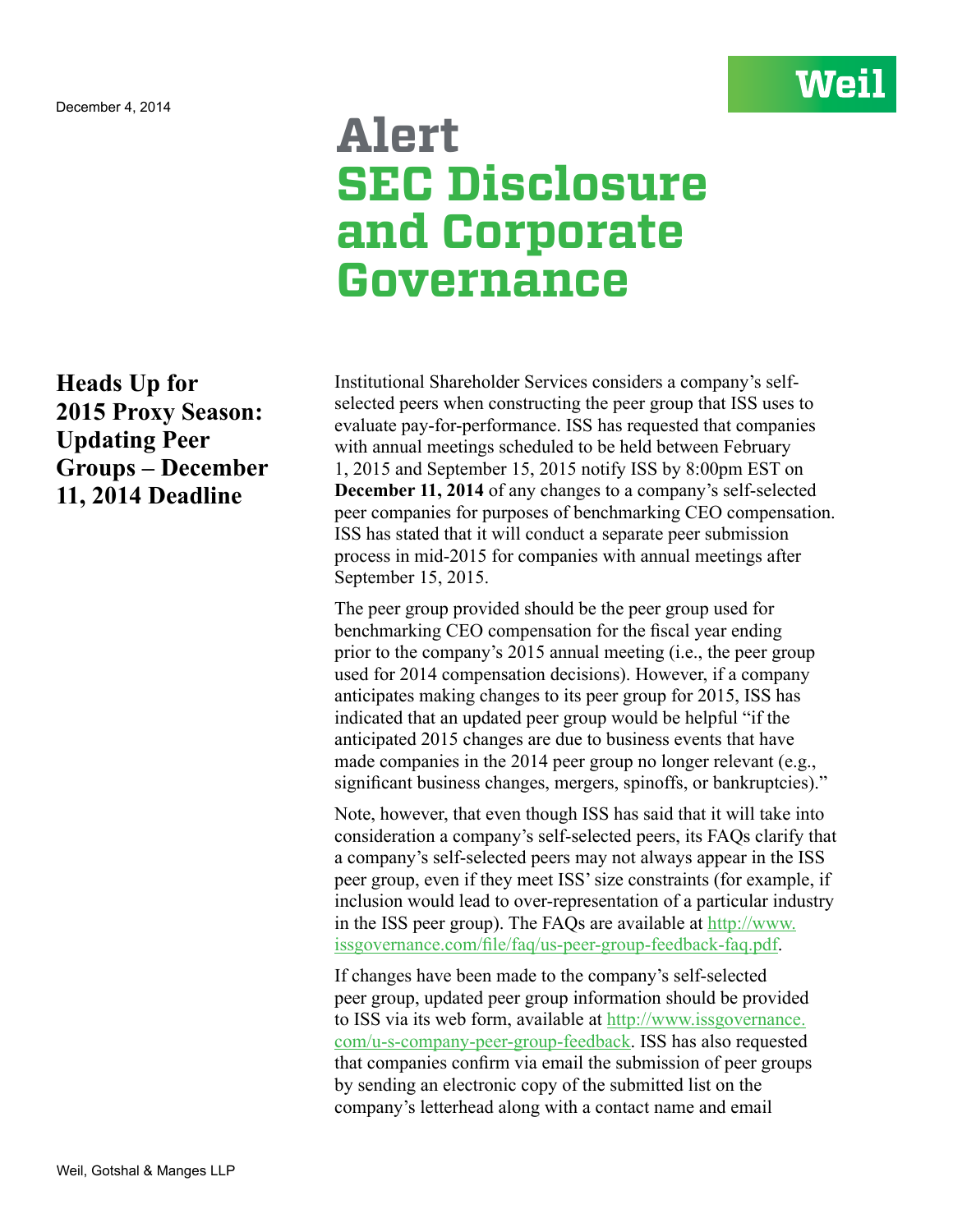December 4, 2014

Weil

# Alert
# SEC Disclosure and Corporate Governance

## Heads Up for 2015 Proxy Season: Updating Peer Groups – December 11, 2014 Deadline

Institutional Shareholder Services considers a company's self-selected peers when constructing the peer group that ISS uses to evaluate pay-for-performance. ISS has requested that companies with annual meetings scheduled to be held between February 1, 2015 and September 15, 2015 notify ISS by 8:00pm EST on **December 11, 2014** of any changes to a company's self-selected peer companies for purposes of benchmarking CEO compensation. ISS has stated that it will conduct a separate peer submission process in mid-2015 for companies with annual meetings after September 15, 2015.

The peer group provided should be the peer group used for benchmarking CEO compensation for the fiscal year ending prior to the company's 2015 annual meeting (i.e., the peer group used for 2014 compensation decisions). However, if a company anticipates making changes to its peer group for 2015, ISS has indicated that an updated peer group would be helpful "if the anticipated 2015 changes are due to business events that have made companies in the 2014 peer group no longer relevant (e.g., significant business changes, mergers, spinoffs, or bankruptcies)."

Note, however, that even though ISS has said that it will take into consideration a company's self-selected peers, its FAQs clarify that a company's self-selected peers may not always appear in the ISS peer group, even if they meet ISS' size constraints (for example, if inclusion would lead to over-representation of a particular industry in the ISS peer group). The FAQs are available at http://www.issgovernance.com/file/faq/us-peer-group-feedback-faq.pdf.

If changes have been made to the company's self-selected peer group, updated peer group information should be provided to ISS via its web form, available at http://www.issgovernance.com/u-s-company-peer-group-feedback. ISS has also requested that companies confirm via email the submission of peer groups by sending an electronic copy of the submitted list on the company's letterhead along with a contact name and email

Weil, Gotshal & Manges LLP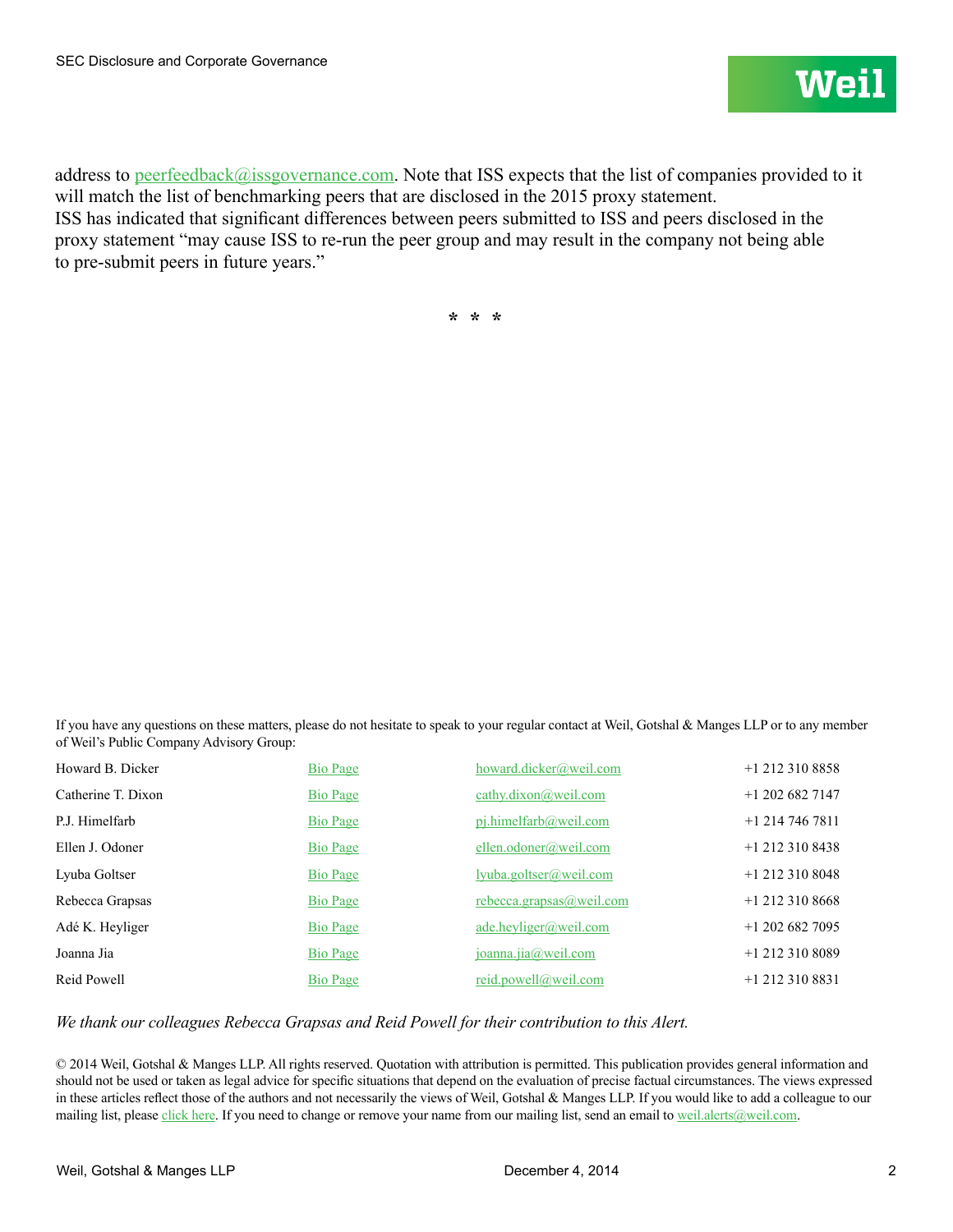address to peerfeedback@issgovernance.com. Note that ISS expects that the list of companies provided to it will match the list of benchmarking peers that are disclosed in the 2015 proxy statement. ISS has indicated that significant differences between peers submitted to ISS and peers disclosed in the proxy statement "may cause ISS to re-run the peer group and may result in the company not being able to pre-submit peers in future years."

\* \* \*

If you have any questions on these matters, please do not hesitate to speak to your regular contact at Weil, Gotshal & Manges LLP or to any member of Weil's Public Company Advisory Group:

| | | | |
|---|---|---|---|
| Howard B. Dicker | Bio Page | howard.dicker@weil.com | +1 212 310 8858 |
| Catherine T. Dixon | Bio Page | cathy.dixon@weil.com | +1 202 682 7147 |
| P.J. Himelfarb | Bio Page | pj.himelfarb@weil.com | +1 214 746 7811 |
| Ellen J. Odoner | Bio Page | ellen.odoner@weil.com | +1 212 310 8438 |
| Lyuba Goltser | Bio Page | lyuba.goltser@weil.com | +1 212 310 8048 |
| Rebecca Grapsas | Bio Page | rebecca.grapsas@weil.com | +1 212 310 8668 |
| Adé K. Heyliger | Bio Page | ade.heyliger@weil.com | +1 202 682 7095 |
| Joanna Jia | Bio Page | joanna.jia@weil.com | +1 212 310 8089 |
| Reid Powell | Bio Page | reid.powell@weil.com | +1 212 310 8831 |

*We thank our colleagues Rebecca Grapsas and Reid Powell for their contribution to this Alert.*

© 2014 Weil, Gotshal & Manges LLP. All rights reserved. Quotation with attribution is permitted. This publication provides general information and should not be used or taken as legal advice for specific situations that depend on the evaluation of precise factual circumstances. The views expressed in these articles reflect those of the authors and not necessarily the views of Weil, Gotshal & Manges LLP. If you would like to add a colleague to our mailing list, please click here. If you need to change or remove your name from our mailing list, send an email to weil.alerts@weil.com.